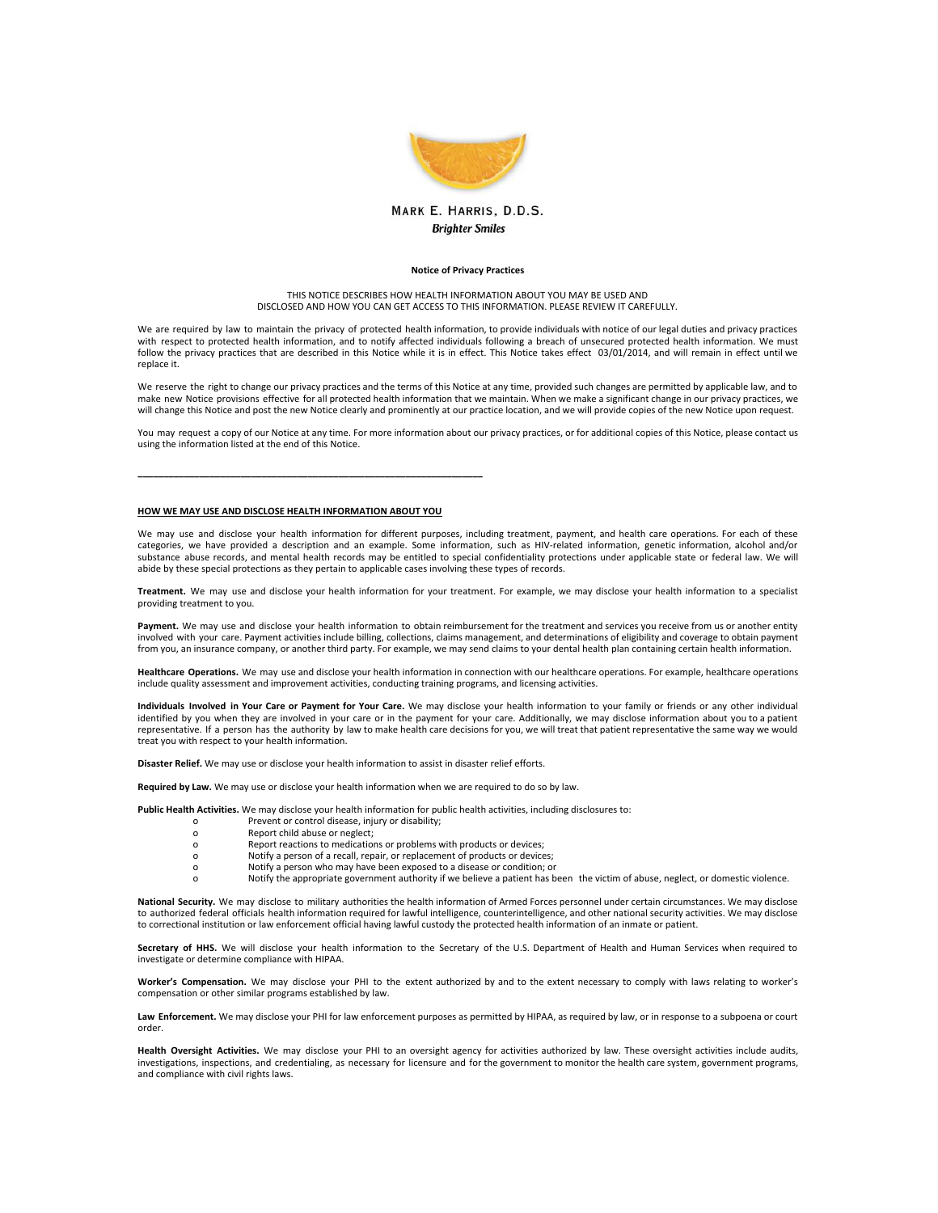MARK E. HARRIS, D.D.S.

*Brighter Smiles*

**Notice of Privacy Practices**

THIS NOTICE DESCRIBES HOW HEALTH INFORMATION ABOUT YOU MAY BE USED AND DISCLOSED AND HOW YOU CAN GET ACCESS TO THIS INFORMATION. PLEASE REVIEW IT CAREFULLY.

We are required by law to maintain the privacy of protected health information, to provide individuals with notice of our legal duties and privacy practices with respect to protected health information, and to notify affected individuals following a breach of unsecured protected health information. We must follow the privacy practices that are described in this Notice while it is in effect. This Notice takes effect 03/01/2014, and will remain in effect until we replace it.

We reserve the right to change our privacy practices and the terms of this Notice at any time, provided such changes are permitted by applicable law, and to make new Notice provisions effective for all protected health information that we maintain. When we make a significant change in our privacy practices, we will change this Notice and post the new Notice clearly and prominently at our practice location, and we will provide copies of the new Notice upon request.

You may request a copy of our Notice at any time. For more information about our privacy practices, or for additional copies of this Notice, please contact us using the information listed at the end of this Notice.

---

**HOW WE MAY USE AND DISCLOSE HEALTH INFORMATION ABOUT YOU**

We may use and disclose your health information for different purposes, including treatment, payment, and health care operations. For each of these categories, we have provided a description and an example. Some information, such as HIV-related information, genetic information, alcohol and/or substance abuse records, and mental health records may be entitled to special confidentiality protections under applicable state or federal law. We will abide by these special protections as they pertain to applicable cases involving these types of records.

**Treatment.** We may use and disclose your health information for your treatment. For example, we may disclose your health information to a specialist providing treatment to you.

**Payment.** We may use and disclose your health information to obtain reimbursement for the treatment and services you receive from us or another entity involved with your care. Payment activities include billing, collections, claims management, and determinations of eligibility and coverage to obtain payment from you, an insurance company, or another third party. For example, we may send claims to your dental health plan containing certain health information.

**Healthcare Operations.** We may use and disclose your health information in connection with our healthcare operations. For example, healthcare operations include quality assessment and improvement activities, conducting training programs, and licensing activities.

**Individuals Involved in Your Care or Payment for Your Care.** We may disclose your health information to your family or friends or any other individual identified by you when they are involved in your care or in the payment for your care. Additionally, we may disclose information about you to a patient representative. If a person has the authority by law to make health care decisions for you, we will treat that patient representative the same way we would treat you with respect to your health information.

**Disaster Relief.** We may use or disclose your health information to assist in disaster relief efforts.

**Required by Law.** We may use or disclose your health information when we are required to do so by law.

**Public Health Activities.** We may disclose your health information for public health activities, including disclosures to:

- Prevent or control disease, injury or disability;
- Report child abuse or neglect;
- Report reactions to medications or problems with products or devices;
- Notify a person of a recall, repair, or replacement of products or devices;
- Notify a person who may have been exposed to a disease or condition; or
- Notify the appropriate government authority if we believe a patient has been the victim of abuse, neglect, or domestic violence.

**National Security.** We may disclose to military authorities the health information of Armed Forces personnel under certain circumstances. We may disclose to authorized federal officials health information required for lawful intelligence, counterintelligence, and other national security activities. We may disclose to correctional institution or law enforcement official having lawful custody the protected health information of an inmate or patient.

**Secretary of HHS.** We will disclose your health information to the Secretary of the U.S. Department of Health and Human Services when required to investigate or determine compliance with HIPAA.

**Worker's Compensation.** We may disclose your PHI to the extent authorized by and to the extent necessary to comply with laws relating to worker's compensation or other similar programs established by law.

**Law Enforcement.** We may disclose your PHI for law enforcement purposes as permitted by HIPAA, as required by law, or in response to a subpoena or court order.

**Health Oversight Activities.** We may disclose your PHI to an oversight agency for activities authorized by law. These oversight activities include audits, investigations, inspections, and credentialing, as necessary for licensure and for the government to monitor the health care system, government programs, and compliance with civil rights laws.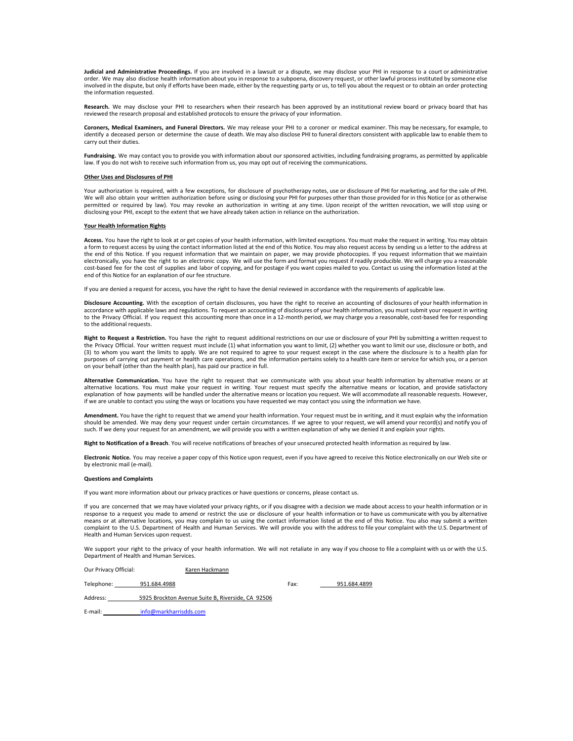**Judicial and Administrative Proceedings.** If you are involved in a lawsuit or a dispute, we may disclose your PHI in response to a court or administrative order. We may also disclose health information about you in response to a subpoena, discovery request, or other lawful process instituted by someone else involved in the dispute, but only if efforts have been made, either by the requesting party or us, to tell you about the request or to obtain an order protecting the information requested.

**Research.** We may disclose your PHI to researchers when their research has been approved by an institutional review board or privacy board that has reviewed the research proposal and established protocols to ensure the privacy of your information.

**Coroners, Medical Examiners, and Funeral Directors.** We may release your PHI to a coroner or medical examiner. This may be necessary, for example, to identify a deceased person or determine the cause of death. We may also disclose PHI to funeral directors consistent with applicable law to enable them to carry out their duties.

**Fundraising.** We may contact you to provide you with information about our sponsored activities, including fundraising programs, as permitted by applicable law. If you do not wish to receive such information from us, you may opt out of receiving the communications.

**Other Uses and Disclosures of PHI**

Your authorization is required, with a few exceptions, for disclosure of psychotherapy notes, use or disclosure of PHI for marketing, and for the sale of PHI. We will also obtain your written authorization before using or disclosing your PHI for purposes other than those provided for in this Notice (or as otherwise permitted or required by law). You may revoke an authorization in writing at any time. Upon receipt of the written revocation, we will stop using or disclosing your PHI, except to the extent that we have already taken action in reliance on the authorization.

**Your Health Information Rights**

**Access.** You have the right to look at or get copies of your health information, with limited exceptions. You must make the request in writing. You may obtain a form to request access by using the contact information listed at the end of this Notice. You may also request access by sending us a letter to the address at the end of this Notice. If you request information that we maintain on paper, we may provide photocopies. If you request information that we maintain electronically, you have the right to an electronic copy. We will use the form and format you request if readily producible. We will charge you a reasonable cost-based fee for the cost of supplies and labor of copying, and for postage if you want copies mailed to you. Contact us using the information listed at the end of this Notice for an explanation of our fee structure.

If you are denied a request for access, you have the right to have the denial reviewed in accordance with the requirements of applicable law.

**Disclosure Accounting.** With the exception of certain disclosures, you have the right to receive an accounting of disclosures of your health information in accordance with applicable laws and regulations. To request an accounting of disclosures of your health information, you must submit your request in writing to the Privacy Official. If you request this accounting more than once in a 12-month period, we may charge you a reasonable, cost-based fee for responding to the additional requests.

**Right to Request a Restriction.** You have the right to request additional restrictions on our use or disclosure of your PHI by submitting a written request to the Privacy Official. Your written request must include (1) what information you want to limit, (2) whether you want to limit our use, disclosure or both, and (3) to whom you want the limits to apply. We are not required to agree to your request except in the case where the disclosure is to a health plan for purposes of carrying out payment or health care operations, and the information pertains solely to a health care item or service for which you, or a person on your behalf (other than the health plan), has paid our practice in full.

**Alternative Communication.** You have the right to request that we communicate with you about your health information by alternative means or at alternative locations. You must make your request in writing. Your request must specify the alternative means or location, and provide satisfactory explanation of how payments will be handled under the alternative means or location you request. We will accommodate all reasonable requests. However, if we are unable to contact you using the ways or locations you have requested we may contact you using the information we have.

**Amendment.** You have the right to request that we amend your health information. Your request must be in writing, and it must explain why the information should be amended. We may deny your request under certain circumstances. If we agree to your request, we will amend your record(s) and notify you of such. If we deny your request for an amendment, we will provide you with a written explanation of why we denied it and explain your rights.

**Right to Notification of a Breach**. You will receive notifications of breaches of your unsecured protected health information as required by law.

**Electronic Notice.** You may receive a paper copy of this Notice upon request, even if you have agreed to receive this Notice electronically on our Web site or by electronic mail (e-mail).

**Questions and Complaints**

If you want more information about our privacy practices or have questions or concerns, please contact us.

If you are concerned that we may have violated your privacy rights, or if you disagree with a decision we made about access to your health information or in response to a request you made to amend or restrict the use or disclosure of your health information or to have us communicate with you by alternative means or at alternative locations, you may complain to us using the contact information listed at the end of this Notice. You also may submit a written complaint to the U.S. Department of Health and Human Services. We will provide you with the address to file your complaint with the U.S. Department of Health and Human Services upon request.

We support your right to the privacy of your health information. We will not retaliate in any way if you choose to file a complaint with us or with the U.S. Department of Health and Human Services.

Our Privacy Official: Karen Hackmann

Telephone: 951.684.4988 Fax: 951.684.4899

Address: 5925 Brockton Avenue Suite B, Riverside, CA 92506

E-mail: info@markharrisdds.com